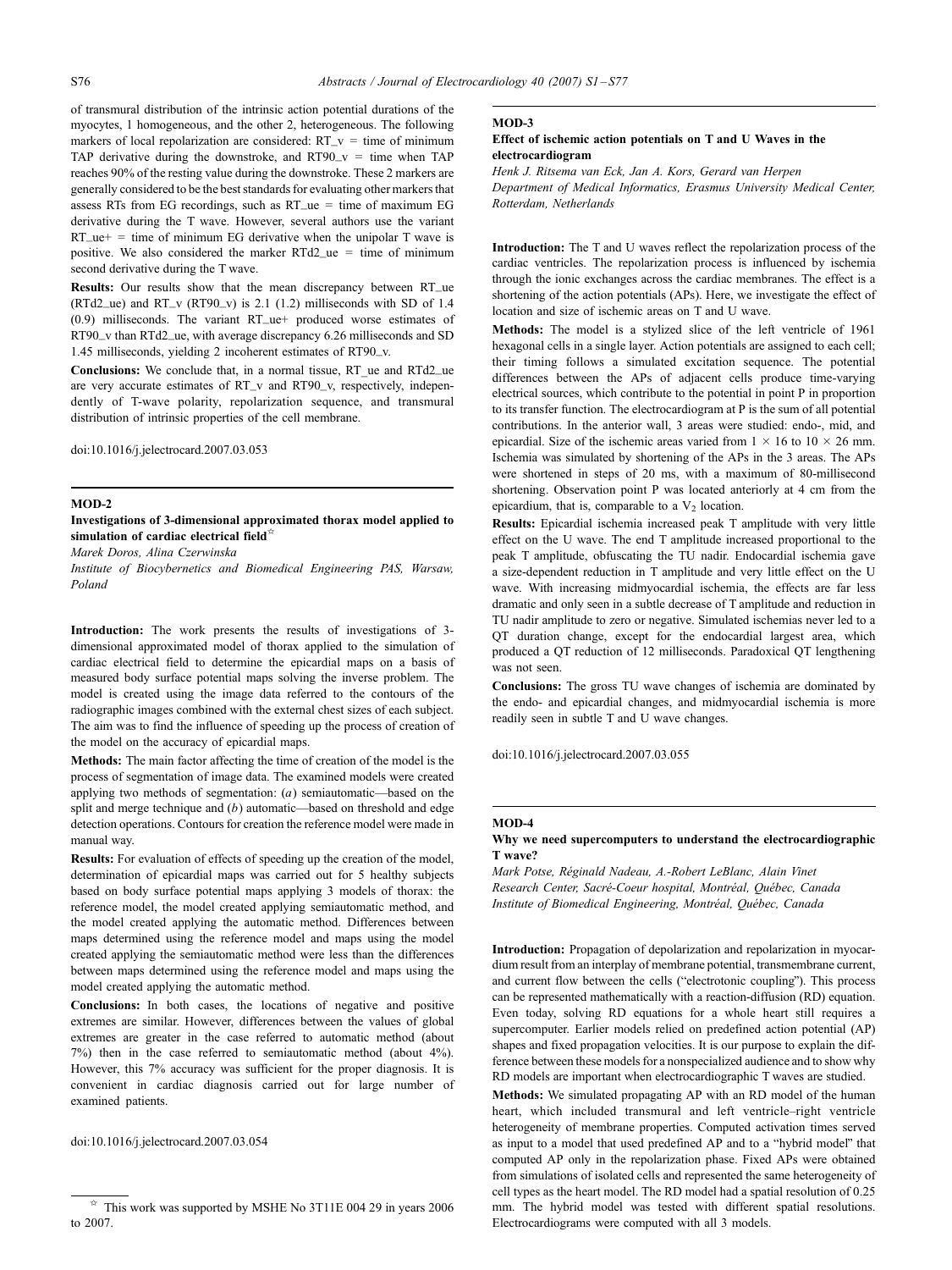of transmural distribution of the intrinsic action potential durations of the myocytes, 1 homogeneous, and the other 2, heterogeneous. The following markers of local repolarization are considered: RT_v = time of minimum TAP derivative during the downstroke, and RT90_v = time when TAP reaches 90% of the resting value during the downstroke. These 2 markers are generally considered to be the best standards for evaluating other markers that assess RTs from EG recordings, such as RT_ue = time of maximum EG derivative during the T wave. However, several authors use the variant RT_ue+ = time of minimum EG derivative when the unipolar T wave is positive. We also considered the marker RTd2_ue = time of minimum second derivative during the T wave.

**Results:** Our results show that the mean discrepancy between RT_ue (RTd2_ue) and RT_v (RT90_v) is 2.1 (1.2) milliseconds with SD of 1.4 (0.9) milliseconds. The variant RT_ue+ produced worse estimates of RT90_v than RTd2_ue, with average discrepancy 6.26 milliseconds and SD 1.45 milliseconds, yielding 2 incoherent estimates of RT90_v.

**Conclusions:** We conclude that, in a normal tissue, RT_ue and RTd2_ue are very accurate estimates of RT_v and RT90_v, respectively, independently of T-wave polarity, repolarization sequence, and transmural distribution of intrinsic properties of the cell membrane.

doi:10.1016/j.jelectrocard.2007.03.053

## MOD-2

### Investigations of 3-dimensional approximated thorax model applied to simulation of cardiac electrical field[☆]

*Marek Doros, Alina Czerwinska*

*Institute of Biocybernetics and Biomedical Engineering PAS, Warsaw, Poland*

**Introduction:** The work presents the results of investigations of 3-dimensional approximated model of thorax applied to the simulation of cardiac electrical field to determine the epicardial maps on a basis of measured body surface potential maps solving the inverse problem. The model is created using the image data referred to the contours of the radiographic images combined with the external chest sizes of each subject. The aim was to find the influence of speeding up the process of creation of the model on the accuracy of epicardial maps.

**Methods:** The main factor affecting the time of creation of the model is the process of segmentation of image data. The examined models were created applying two methods of segmentation: (*a*) semiautomatic—based on the split and merge technique and (*b*) automatic—based on threshold and edge detection operations. Contours for creation the reference model were made in manual way.

**Results:** For evaluation of effects of speeding up the creation of the model, determination of epicardial maps was carried out for 5 healthy subjects based on body surface potential maps applying 3 models of thorax: the reference model, the model created applying semiautomatic method, and the model created applying the automatic method. Differences between maps determined using the reference model and maps using the model created applying the semiautomatic method were less than the differences between maps determined using the reference model and maps using the model created applying the automatic method.

**Conclusions:** In both cases, the locations of negative and positive extremes are similar. However, differences between the values of global extremes are greater in the case referred to automatic method (about 7%) then in the case referred to semiautomatic method (about 4%). However, this 7% accuracy was sufficient for the proper diagnosis. It is convenient in cardiac diagnosis carried out for large number of examined patients.

doi:10.1016/j.jelectrocard.2007.03.054

[☆] This work was supported by MSHE No 3T11E 004 29 in years 2006 to 2007.

## MOD-3

### Effect of ischemic action potentials on T and U Waves in the electrocardiogram

*Henk J. Ritsema van Eck, Jan A. Kors, Gerard van Herpen*

*Department of Medical Informatics, Erasmus University Medical Center, Rotterdam, Netherlands*

**Introduction:** The T and U waves reflect the repolarization process of the cardiac ventricles. The repolarization process is influenced by ischemia through the ionic exchanges across the cardiac membranes. The effect is a shortening of the action potentials (APs). Here, we investigate the effect of location and size of ischemic areas on T and U wave.

**Methods:** The model is a stylized slice of the left ventricle of 1961 hexagonal cells in a single layer. Action potentials are assigned to each cell; their timing follows a simulated excitation sequence. The potential differences between the APs of adjacent cells produce time-varying electrical sources, which contribute to the potential in point P in proportion to its transfer function. The electrocardiogram at P is the sum of all potential contributions. In the anterior wall, 3 areas were studied: endo-, mid, and epicardial. Size of the ischemic areas varied from $1 \times 16$ to $10 \times 26$ mm. Ischemia was simulated by shortening of the APs in the 3 areas. The APs were shortened in steps of 20 ms, with a maximum of 80-millisecond shortening. Observation point P was located anteriorly at 4 cm from the epicardium, that is, comparable to a $V_2$ location.

**Results:** Epicardial ischemia increased peak T amplitude with very little effect on the U wave. The end T amplitude increased proportional to the peak T amplitude, obfuscating the TU nadir. Endocardial ischemia gave a size-dependent reduction in T amplitude and very little effect on the U wave. With increasing midmyocardial ischemia, the effects are far less dramatic and only seen in a subtle decrease of T amplitude and reduction in TU nadir amplitude to zero or negative. Simulated ischemias never led to a QT duration change, except for the endocardial largest area, which produced a QT reduction of 12 milliseconds. Paradoxical QT lengthening was not seen.

**Conclusions:** The gross TU wave changes of ischemia are dominated by the endo- and epicardial changes, and midmyocardial ischemia is more readily seen in subtle T and U wave changes.

doi:10.1016/j.jelectrocard.2007.03.055

## MOD-4

### Why we need supercomputers to understand the electrocardiographic T wave?

*Mark Potse, Réginald Nadeau, A.-Robert LeBlanc, Alain Vinet*

*Research Center, Sacré-Coeur hospital, Montréal, Québec, Canada*

*Institute of Biomedical Engineering, Montréal, Québec, Canada*

**Introduction:** Propagation of depolarization and repolarization in myocardium result from an interplay of membrane potential, transmembrane current, and current flow between the cells ("electrotonic coupling"). This process can be represented mathematically with a reaction-diffusion (RD) equation. Even today, solving RD equations for a whole heart still requires a supercomputer. Earlier models relied on predefined action potential (AP) shapes and fixed propagation velocities. It is our purpose to explain the difference between these models for a nonspecialized audience and to show why RD models are important when electrocardiographic T waves are studied.

**Methods:** We simulated propagating AP with an RD model of the human heart, which included transmural and left ventricle–right ventricle heterogeneity of membrane properties. Computed activation times served as input to a model that used predefined AP and to a "hybrid model" that computed AP only in the repolarization phase. Fixed APs were obtained from simulations of isolated cells and represented the same heterogeneity of cell types as the heart model. The RD model had a spatial resolution of 0.25 mm. The hybrid model was tested with different spatial resolutions. Electrocardiograms were computed with all 3 models.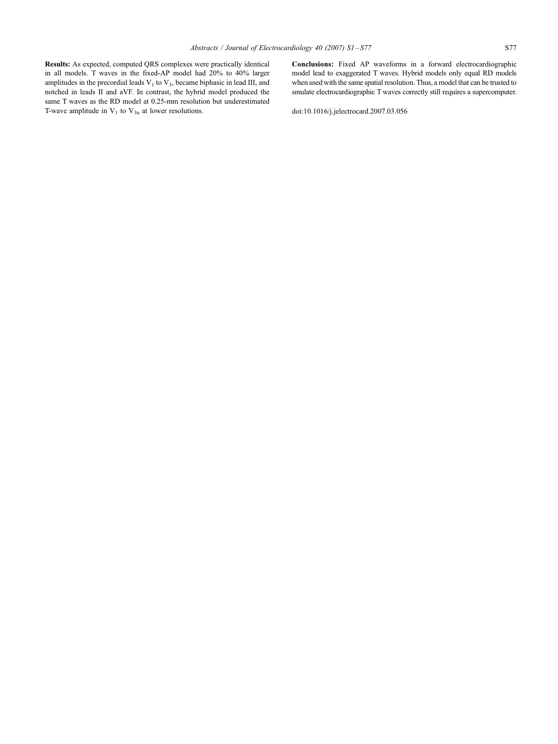**Results:** As expected, computed QRS complexes were practically identical in all models. T waves in the fixed-AP model had 20% to 40% larger amplitudes in the precordial leads $V_1$ to $V_3$, became biphasic in lead III, and notched in leads II and aVF. In contrast, the hybrid model produced the same T waves as the RD model at 0.25-mm resolution but underestimated T-wave amplitude in $V_1$ to $V_{3u}$ at lower resolutions.

**Conclusions:** Fixed AP waveforms in a forward electrocardiographic model lead to exaggerated T waves. Hybrid models only equal RD models when used with the same spatial resolution. Thus, a model that can be trusted to smulate electrocardiographic T waves correctly still requires a supercomputer.

doi:10.1016/j.jelectrocard.2007.03.056